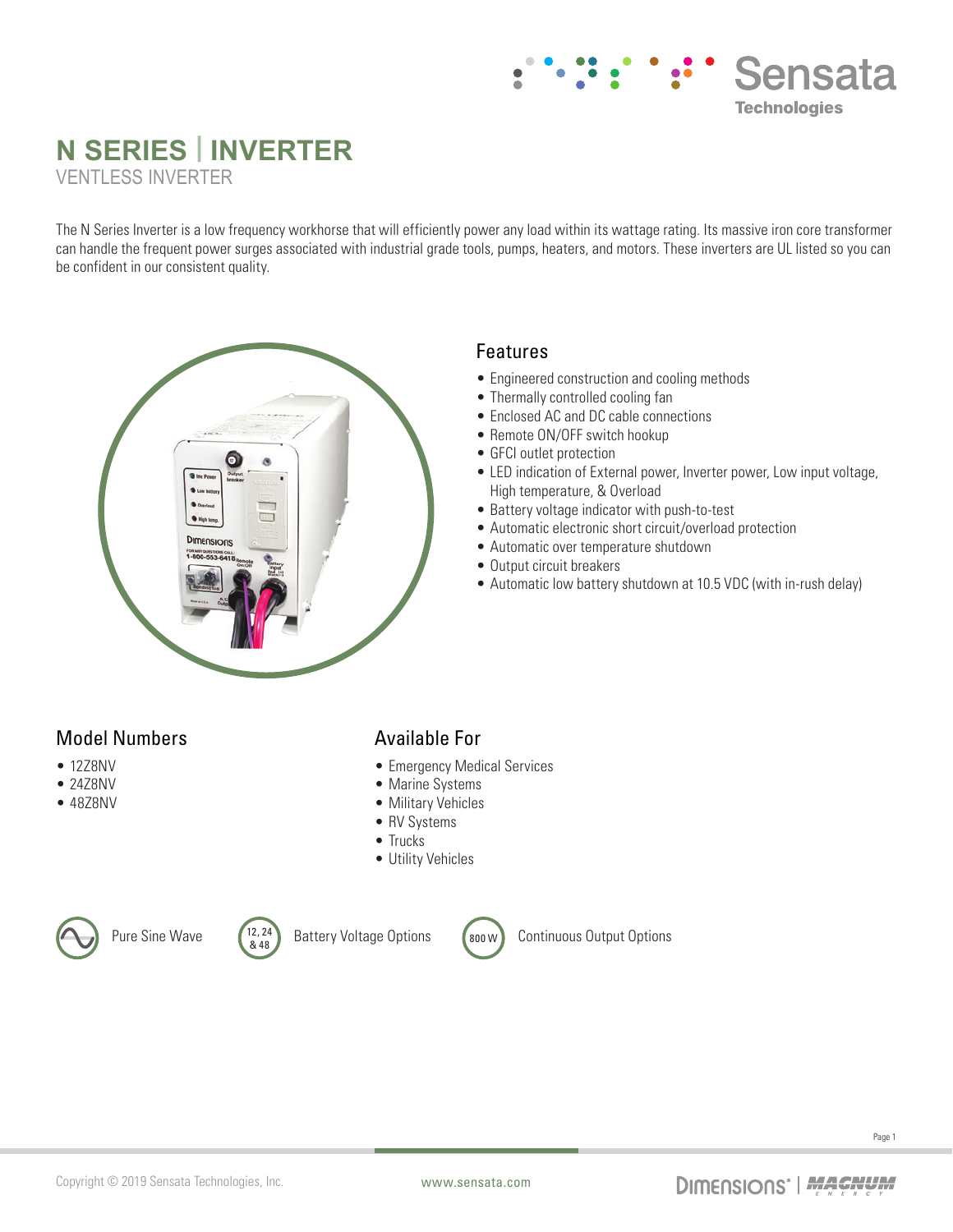# N SERIES | INVERTER

VENTLESS INVERTER

The N Series Inverter is a low frequency workhorse that will efficiently power any load within its wattage rating. Its massive iron core transformer can handle the frequent power surges associated with industrial grade tools, pumps, heaters, and motors. These inverters are UL listed so you can be confident in our consistent quality.

## Features

- Engineered construction and cooling methods
- Thermally controlled cooling fan
- Enclosed AC and DC cable connections
- Remote ON/OFF switch hookup
- GFCI outlet protection
- LED indication of External power, Inverter power, Low input voltage, High temperature, & Overload
- Battery voltage indicator with push-to-test
- Automatic electronic short circuit/overload protection
- Automatic over temperature shutdown
- Output circuit breakers
- Automatic low battery shutdown at 10.5 VDC (with in-rush delay)

## Model Numbers

- 12Z8NV
- 24Z8NV
- 48Z8NV

## Available For

- Emergency Medical Services
- Marine Systems
- Military Vehicles
- RV Systems
- Trucks
- Utility Vehicles

Pure Sine Wave | 12, 24 & 48 Battery Voltage Options | 800 W Continuous Output Options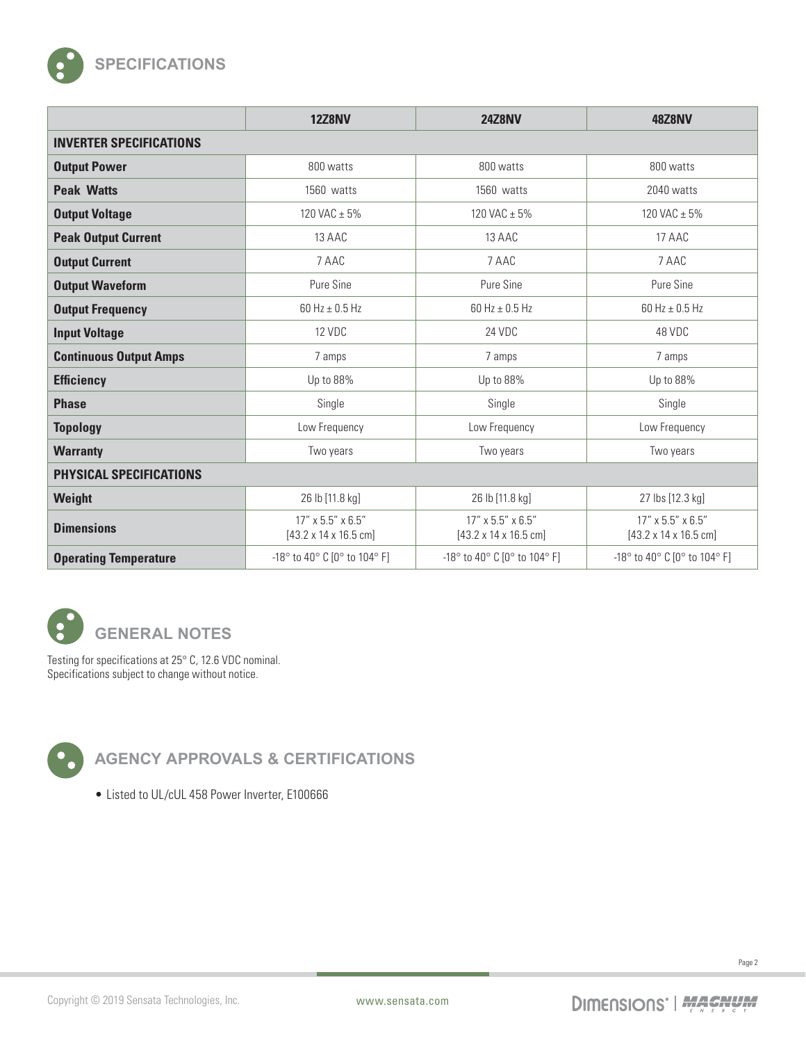## SPECIFICATIONS

| | 12Z8NV | 24Z8NV | 48Z8NV |
|---|---|---|---|
| **INVERTER SPECIFICATIONS** | | | |
| **Output Power** | 800 watts | 800 watts | 800 watts |
| **Peak Watts** | 1560 watts | 1560 watts | 2040 watts |
| **Output Voltage** | 120 VAC ± 5% | 120 VAC ± 5% | 120 VAC ± 5% |
| **Peak Output Current** | 13 AAC | 13 AAC | 17 AAC |
| **Output Current** | 7 AAC | 7 AAC | 7 AAC |
| **Output Waveform** | Pure Sine | Pure Sine | Pure Sine |
| **Output Frequency** | 60 Hz ± 0.5 Hz | 60 Hz ± 0.5 Hz | 60 Hz ± 0.5 Hz |
| **Input Voltage** | 12 VDC | 24 VDC | 48 VDC |
| **Continuous Output Amps** | 7 amps | 7 amps | 7 amps |
| **Efficiency** | Up to 88% | Up to 88% | Up to 88% |
| **Phase** | Single | Single | Single |
| **Topology** | Low Frequency | Low Frequency | Low Frequency |
| **Warranty** | Two years | Two years | Two years |
| **PHYSICAL SPECIFICATIONS** | | | |
| **Weight** | 26 lb [11.8 kg] | 26 lb [11.8 kg] | 27 lbs [12.3 kg] |
| **Dimensions** | 17" x 5.5" x 6.5" [43.2 x 14 x 16.5 cm] | 17" x 5.5" x 6.5" [43.2 x 14 x 16.5 cm] | 17" x 5.5" x 6.5" [43.2 x 14 x 16.5 cm] |
| **Operating Temperature** | -18° to 40° C [0° to 104° F] | -18° to 40° C [0° to 104° F] | -18° to 40° C [0° to 104° F] |

## GENERAL NOTES

Testing for specifications at 25° C, 12.6 VDC nominal.
Specifications subject to change without notice.

## AGENCY APPROVALS & CERTIFICATIONS

- Listed to UL/cUL 458 Power Inverter, E100666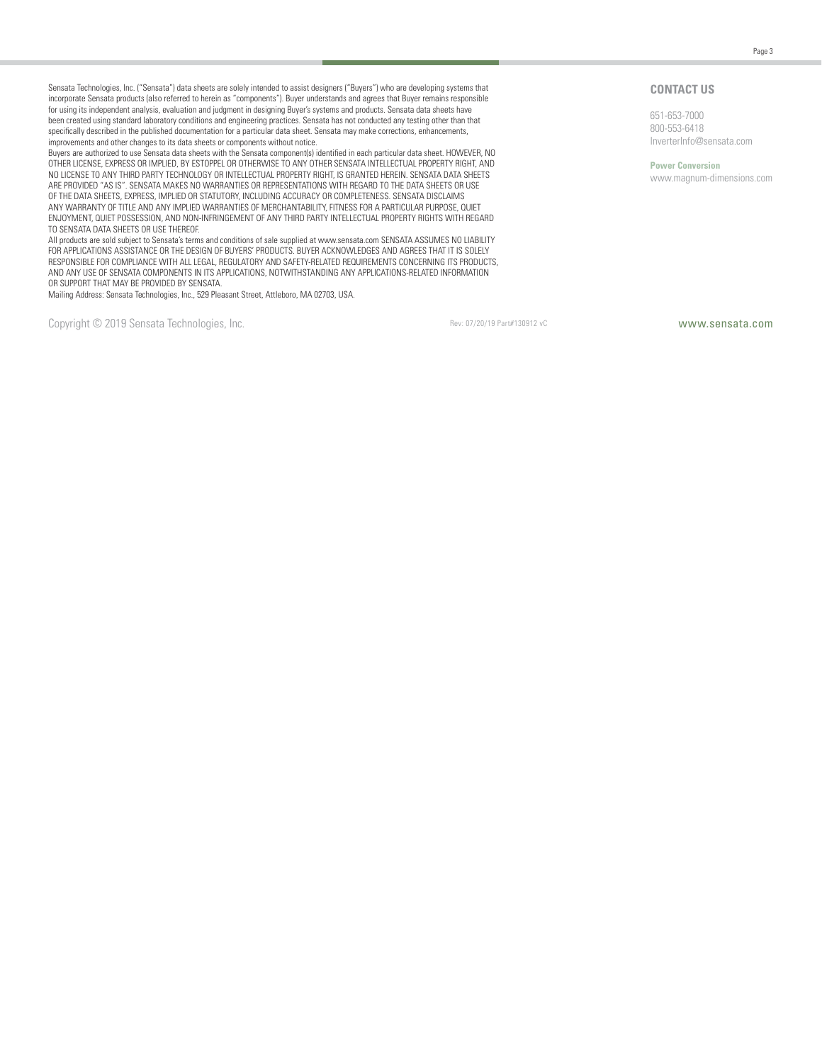Sensata Technologies, Inc. ("Sensata") data sheets are solely intended to assist designers ("Buyers") who are developing systems that incorporate Sensata products (also referred to herein as "components"). Buyer understands and agrees that Buyer remains responsible for using its independent analysis, evaluation and judgment in designing Buyer's systems and products. Sensata data sheets have been created using standard laboratory conditions and engineering practices. Sensata has not conducted any testing other than that specifically described in the published documentation for a particular data sheet. Sensata may make corrections, enhancements, improvements and other changes to its data sheets or components without notice.

Buyers are authorized to use Sensata data sheets with the Sensata component(s) identified in each particular data sheet. HOWEVER, NO OTHER LICENSE, EXPRESS OR IMPLIED, BY ESTOPPEL OR OTHERWISE TO ANY OTHER SENSATA INTELLECTUAL PROPERTY RIGHT, AND NO LICENSE TO ANY THIRD PARTY TECHNOLOGY OR INTELLECTUAL PROPERTY RIGHT, IS GRANTED HEREIN. SENSATA DATA SHEETS ARE PROVIDED "AS IS". SENSATA MAKES NO WARRANTIES OR REPRESENTATIONS WITH REGARD TO THE DATA SHEETS OR USE OF THE DATA SHEETS, EXPRESS, IMPLIED OR STATUTORY, INCLUDING ACCURACY OR COMPLETENESS. SENSATA DISCLAIMS ANY WARRANTY OF TITLE AND ANY IMPLIED WARRANTIES OF MERCHANTABILITY, FITNESS FOR A PARTICULAR PURPOSE, QUIET ENJOYMENT, QUIET POSSESSION, AND NON-INFRINGEMENT OF ANY THIRD PARTY INTELLECTUAL PROPERTY RIGHTS WITH REGARD TO SENSATA DATA SHEETS OR USE THEREOF.

All products are sold subject to Sensata's terms and conditions of sale supplied at www.sensata.com SENSATA ASSUMES NO LIABILITY FOR APPLICATIONS ASSISTANCE OR THE DESIGN OF BUYERS' PRODUCTS. BUYER ACKNOWLEDGES AND AGREES THAT IT IS SOLELY RESPONSIBLE FOR COMPLIANCE WITH ALL LEGAL, REGULATORY AND SAFETY-RELATED REQUIREMENTS CONCERNING ITS PRODUCTS, AND ANY USE OF SENSATA COMPONENTS IN ITS APPLICATIONS, NOTWITHSTANDING ANY APPLICATIONS-RELATED INFORMATION OR SUPPORT THAT MAY BE PROVIDED BY SENSATA.

Mailing Address: Sensata Technologies, Inc., 529 Pleasant Street, Attleboro, MA 02703, USA.

## CONTACT US

651-653-7000
800-553-6418
InverterInfo@sensata.com

**Power Conversion**
www.magnum-dimensions.com

Copyright © 2019 Sensata Technologies, Inc.

Rev: 07/20/19 Part#130912 vC

www.sensata.com